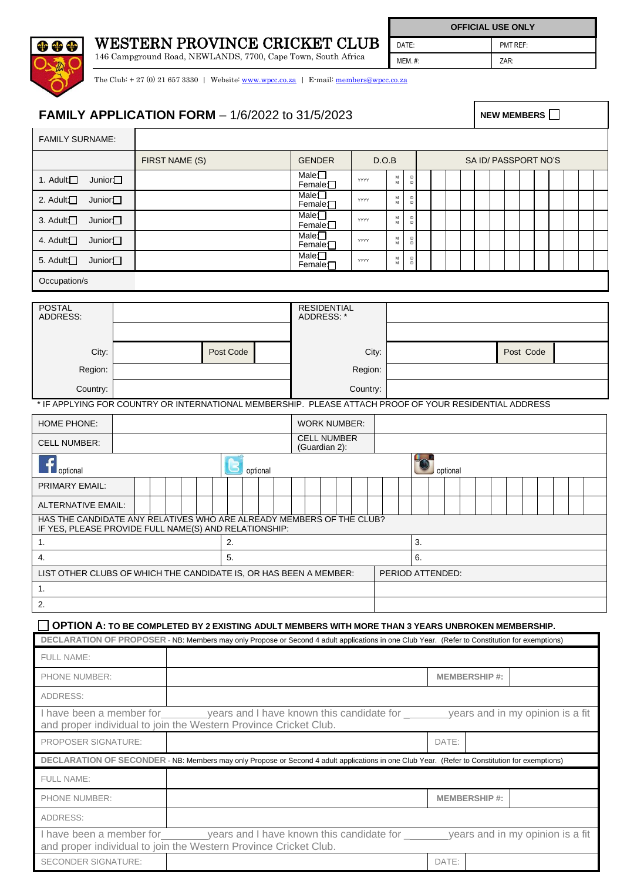# WESTERN PROVINCE CRICKET CLUB

146 Campground Road, NEWLANDS, 7700, Cape Town, South Africa

The Club: + 27 (0) 21 657 3330 | Website: www.wpcc.co.za | E-mail: members@wpcc.co.za

| OFFICIAL USE ONLY | |
|---|---|
| DATE: | PMT REF: |
| MEM. #: | ZAR: |

## FAMILY APPLICATION FORM – 1/6/2022 to 31/5/2023

NEW MEMBERS ☐

| FAMILY SURNAME: | | | | |
|---|---|---|---|---|
| | FIRST NAME (S) | GENDER | D.O.B | SA ID/ PASSPORT NO'S |
| 1. Adult☐ Junior☐ | | Male☐ Female☐ | YYYY MM DD | |
| 2. Adult☐ Junior☐ | | Male☐ Female☐ | YYYY MM DD | |
| 3. Adult☐ Junior☐ | | Male☐ Female☐ | YYYY MM DD | |
| 4. Adult☐ Junior☐ | | Male☐ Female☐ | YYYY MM DD | |
| 5. Adult☐ Junior☐ | | Male☐ Female☐ | YYYY MM DD | |
| Occupation/s | | | | |

| POSTAL ADDRESS: | | | | RESIDENTIAL ADDRESS: * | | | |
|---|---|---|---|---|---|---|---|
| City: | | Post Code | | City: | | Post Code | |
| Region: | | | | Region: | | | |
| Country: | | | | Country: | | | |

\* IF APPLYING FOR COUNTRY OR INTERNATIONAL MEMBERSHIP. PLEASE ATTACH PROOF OF YOUR RESIDENTIAL ADDRESS

| HOME PHONE: | | WORK NUMBER: | |
|---|---|---|---|
| CELL NUMBER: | | CELL NUMBER (Guardian 2): | |
| Facebook optional | Twitter optional | Instagram optional | |
| PRIMARY EMAIL: | | | |
| ALTERNATIVE EMAIL: | | | |

HAS THE CANDIDATE ANY RELATIVES WHO ARE ALREADY MEMBERS OF THE CLUB?
IF YES, PLEASE PROVIDE FULL NAME(S) AND RELATIONSHIP:

| 1. | 2. | 3. |
|---|---|---|
| 4. | 5. | 6. |

| LIST OTHER CLUBS OF WHICH THE CANDIDATE IS, OR HAS BEEN A MEMBER: | PERIOD ATTENDED: |
|---|---|
| 1. | |
| 2. | |

☐ **OPTION A:** TO BE COMPLETED BY 2 EXISTING ADULT MEMBERS WITH MORE THAN 3 YEARS UNBROKEN MEMBERSHIP.

**DECLARATION OF PROPOSER** - NB: Members may only Propose or Second 4 adult applications in one Club Year. (Refer to Constitution for exemptions)

| FULL NAME: | | | |
|---|---|---|---|
| PHONE NUMBER: | | MEMBERSHIP #: | |
| ADDRESS: | | | |

I have been a member for________years and I have known this candidate for _______years and in my opinion is a fit and proper individual to join the Western Province Cricket Club.

| PROPOSER SIGNATURE: | | DATE: | |
|---|---|---|---|

**DECLARATION OF SECONDER** - NB: Members may only Propose or Second 4 adult applications in one Club Year. (Refer to Constitution for exemptions)

| FULL NAME: | | | |
|---|---|---|---|
| PHONE NUMBER: | | MEMBERSHIP #: | |
| ADDRESS: | | | |

I have been a member for________years and I have known this candidate for _______years and in my opinion is a fit and proper individual to join the Western Province Cricket Club.

| SECONDER SIGNATURE: | | DATE: | |
|---|---|---|---|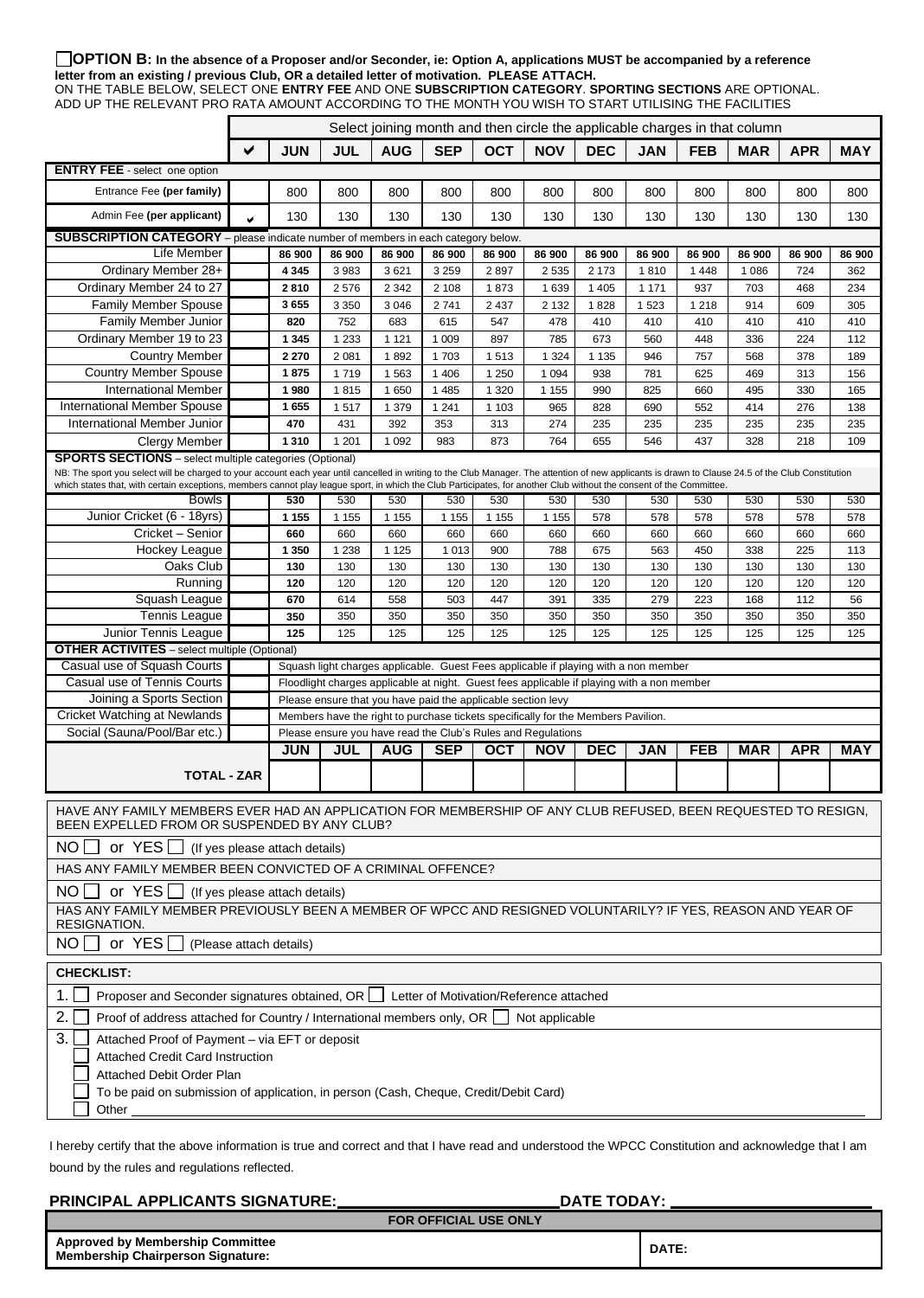☐**OPTION B: In the absence of a Proposer and/or Seconder, ie: Option A, applications MUST be accompanied by a reference letter from an existing / previous Club, OR a detailed letter of motivation. PLEASE ATTACH.**
ON THE TABLE BELOW, SELECT ONE **ENTRY FEE** AND ONE **SUBSCRIPTION CATEGORY**. **SPORTING SECTIONS** ARE OPTIONAL.
ADD UP THE RELEVANT PRO RATA AMOUNT ACCORDING TO THE MONTH YOU WISH TO START UTILISING THE FACILITIES

| | Select joining month and then circle the applicable charges in that column | | | | | | | | | | | | |
|---|---|---|---|---|---|---|---|---|---|---|---|---|---|
| | ✔ | **JUN** | **JUL** | **AUG** | **SEP** | **OCT** | **NOV** | **DEC** | **JAN** | **FEB** | **MAR** | **APR** | **MAY** |
| **ENTRY FEE** - select one option | | | | | | | | | | | | | |
| Entrance Fee **(per family)** | | 800 | 800 | 800 | 800 | 800 | 800 | 800 | 800 | 800 | 800 | 800 | 800 |
| Admin Fee **(per applicant)** | ✔ | 130 | 130 | 130 | 130 | 130 | 130 | 130 | 130 | 130 | 130 | 130 | 130 |
| **SUBSCRIPTION CATEGORY** – please indicate number of members in each category below. | | | | | | | | | | | | | |
| Life Member | | **86 900** | 86 900 | 86 900 | 86 900 | 86 900 | 86 900 | 86 900 | 86 900 | 86 900 | 86 900 | 86 900 | 86 900 |
| Ordinary Member 28+ | | **4 345** | 3 983 | 3 621 | 3 259 | 2 897 | 2 535 | 2 173 | 1 810 | 1 448 | 1 086 | 724 | 362 |
| Ordinary Member 24 to 27 | | **2 810** | 2 576 | 2 342 | 2 108 | 1 873 | 1 639 | 1 405 | 1 171 | 937 | 703 | 468 | 234 |
| Family Member Spouse | | **3 655** | 3 350 | 3 046 | 2 741 | 2 437 | 2 132 | 1 828 | 1 523 | 1 218 | 914 | 609 | 305 |
| Family Member Junior | | **820** | 752 | 683 | 615 | 547 | 478 | 410 | 410 | 410 | 410 | 410 | 410 |
| Ordinary Member 19 to 23 | | **1 345** | 1 233 | 1 121 | 1 009 | 897 | 785 | 673 | 560 | 448 | 336 | 224 | 112 |
| Country Member | | **2 270** | 2 081 | 1 892 | 1 703 | 1 513 | 1 324 | 1 135 | 946 | 757 | 568 | 378 | 189 |
| Country Member Spouse | | **1 875** | 1 719 | 1 563 | 1 406 | 1 250 | 1 094 | 938 | 781 | 625 | 469 | 313 | 156 |
| International Member | | **1 980** | 1 815 | 1 650 | 1 485 | 1 320 | 1 155 | 990 | 825 | 660 | 495 | 330 | 165 |
| International Member Spouse | | **1 655** | 1 517 | 1 379 | 1 241 | 1 103 | 965 | 828 | 690 | 552 | 414 | 276 | 138 |
| International Member Junior | | **470** | 431 | 392 | 353 | 313 | 274 | 235 | 235 | 235 | 235 | 235 | 235 |
| Clergy Member | | **1 310** | 1 201 | 1 092 | 983 | 873 | 764 | 655 | 546 | 437 | 328 | 218 | 109 |
| **SPORTS SECTIONS** – select multiple categories (Optional) NB: The sport you select will be charged to your account each year until cancelled in writing to the Club Manager. The attention of new applicants is drawn to Clause 24.5 of the Club Constitution which states that, with certain exceptions, members cannot play league sport, in which the Club Participates, for another Club without the consent of the Committee. | | | | | | | | | | | | | |
| Bowls | | **530** | 530 | 530 | 530 | 530 | 530 | 530 | 530 | 530 | 530 | 530 | 530 |
| Junior Cricket (6 - 18yrs) | | **1 155** | 1 155 | 1 155 | 1 155 | 1 155 | 1 155 | 578 | 578 | 578 | 578 | 578 | 578 |
| Cricket – Senior | | **660** | 660 | 660 | 660 | 660 | 660 | 660 | 660 | 660 | 660 | 660 | 660 |
| Hockey League | | **1 350** | 1 238 | 1 125 | 1 013 | 900 | 788 | 675 | 563 | 450 | 338 | 225 | 113 |
| Oaks Club | | **130** | 130 | 130 | 130 | 130 | 130 | 130 | 130 | 130 | 130 | 130 | 130 |
| Running | | **120** | 120 | 120 | 120 | 120 | 120 | 120 | 120 | 120 | 120 | 120 | 120 |
| Squash League | | **670** | 614 | 558 | 503 | 447 | 391 | 335 | 279 | 223 | 168 | 112 | 56 |
| Tennis League | | **350** | 350 | 350 | 350 | 350 | 350 | 350 | 350 | 350 | 350 | 350 | 350 |
| Junior Tennis League | | **125** | 125 | 125 | 125 | 125 | 125 | 125 | 125 | 125 | 125 | 125 | 125 |
| **OTHER ACTIVITES** – select multiple (Optional) | | | | | | | | | | | | | |
| Casual use of Squash Courts | | Squash light charges applicable. Guest Fees applicable if playing with a non member | | | | | | | | | | | |
| Casual use of Tennis Courts | | Floodlight charges applicable at night. Guest fees applicable if playing with a non member | | | | | | | | | | | |
| Joining a Sports Section | | Please ensure that you have paid the applicable section levy | | | | | | | | | | | |
| Cricket Watching at Newlands | | Members have the right to purchase tickets specifically for the Members Pavilion. | | | | | | | | | | | |
| Social (Sauna/Pool/Bar etc.) | | Please ensure you have read the Club's Rules and Regulations | | | | | | | | | | | |
| | | **JUN** | **JUL** | **AUG** | **SEP** | **OCT** | **NOV** | **DEC** | **JAN** | **FEB** | **MAR** | **APR** | **MAY** |
| **TOTAL - ZAR** | | | | | | | | | | | | | |

HAVE ANY FAMILY MEMBERS EVER HAD AN APPLICATION FOR MEMBERSHIP OF ANY CLUB REFUSED, BEEN REQUESTED TO RESIGN, BEEN EXPELLED FROM OR SUSPENDED BY ANY CLUB?

NO ☐ or YES ☐ (If yes please attach details)

HAS ANY FAMILY MEMBER BEEN CONVICTED OF A CRIMINAL OFFENCE?

NO ☐ or YES ☐ (If yes please attach details)

HAS ANY FAMILY MEMBER PREVIOUSLY BEEN A MEMBER OF WPCC AND RESIGNED VOLUNTARILY? IF YES, REASON AND YEAR OF RESIGNATION.

NO ☐ or YES ☐ (Please attach details)

**CHECKLIST:**

1. ☐ Proposer and Seconder signatures obtained, OR ☐ Letter of Motivation/Reference attached
2. ☐ Proof of address attached for Country / International members only, OR ☐ Not applicable
3. ☐ Attached Proof of Payment – via EFT or deposit
   ☐ Attached Credit Card Instruction
   ☐ Attached Debit Order Plan
   ☐ To be paid on submission of application, in person (Cash, Cheque, Credit/Debit Card)
   ☐ Other ______________________________

I hereby certify that the above information is true and correct and that I have read and understood the WPCC Constitution and acknowledge that I am bound by the rules and regulations reflected.

**PRINCIPAL APPLICANTS SIGNATURE:** ______________________ **DATE TODAY:** ______________________

| **FOR OFFICIAL USE ONLY** | |
|---|---|
| **Approved by Membership Committee** **Membership Chairperson Signature:** | **DATE:** |